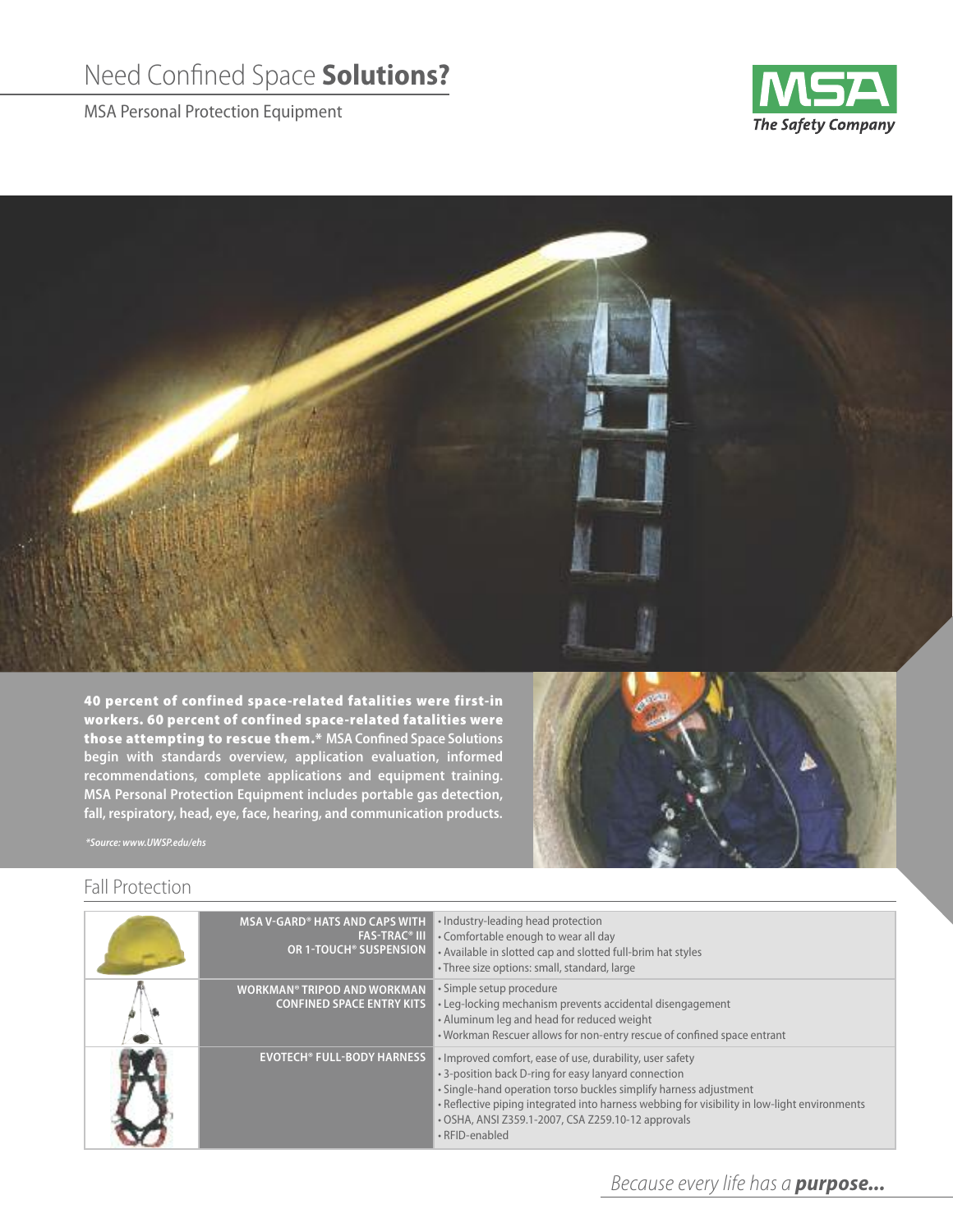# Need Confined Space **Solutions?**

MSA Personal Protection Equipment

**40 percent of confined space-related fatalities were first-in workers. 60 percent of confined space-related fatalities were those attempting to rescue them.*** **MSA Confined Space Solutions begin with standards overview, application evaluation, informed recommendations, complete applications and equipment training. MSA Personal Protection Equipment includes portable gas detection, fall, respiratory, head, eye, face, hearing, and communication products.**

****Source: www.UWSP.edu/ehs***

## Fall Protection

| | | |
|---|---|---|
| | **MSA V-GARD® HATS AND CAPS WITH FAS-TRAC® III OR 1-TOUCH® SUSPENSION** | • Industry-leading head protection<br>• Comfortable enough to wear all day<br>• Available in slotted cap and slotted full-brim hat styles<br>• Three size options: small, standard, large |
| | **WORKMAN® TRIPOD AND WORKMAN CONFINED SPACE ENTRY KITS** | • Simple setup procedure<br>• Leg-locking mechanism prevents accidental disengagement<br>• Aluminum leg and head for reduced weight<br>• Workman Rescuer allows for non-entry rescue of confined space entrant |
| | **EVOTECH® FULL-BODY HARNESS** | • Improved comfort, ease of use, durability, user safety<br>• 3-position back D-ring for easy lanyard connection<br>• Single-hand operation torso buckles simplify harness adjustment<br>• Reflective piping integrated into harness webbing for visibility in low-light environments<br>• OSHA, ANSI Z359.1-2007, CSA Z259.10-12 approvals<br>• RFID-enabled |

*Because every life has a* ***purpose...***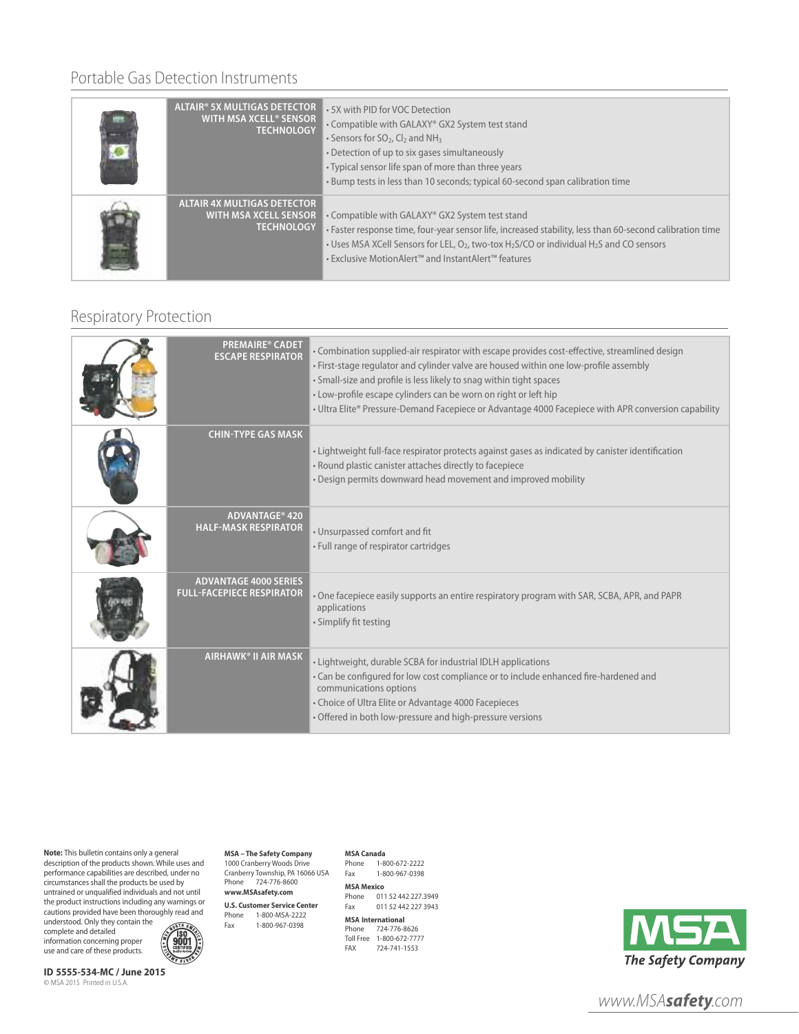## Portable Gas Detection Instruments

| | | |
|---|---|---|
| | **ALTAIR® 5X MULTIGAS DETECTOR WITH MSA XCELL® SENSOR TECHNOLOGY** | • 5X with PID for VOC Detection<br>• Compatible with GALAXY® GX2 System test stand<br>• Sensors for $SO_2$, $Cl_2$ and $NH_3$<br>• Detection of up to six gases simultaneously<br>• Typical sensor life span of more than three years<br>• Bump tests in less than 10 seconds; typical 60-second span calibration time |
| | **ALTAIR 4X MULTIGAS DETECTOR WITH MSA XCELL SENSOR TECHNOLOGY** | • Compatible with GALAXY® GX2 System test stand<br>• Faster response time, four-year sensor life, increased stability, less than 60-second calibration time<br>• Uses MSA XCell Sensors for LEL, $O_2$, two-tox $H_2S$/CO or individual $H_2S$ and CO sensors<br>• Exclusive MotionAlert™ and InstantAlert™ features |

## Respiratory Protection

| | | |
|---|---|---|
| | **PREMAIRE® CADET ESCAPE RESPIRATOR** | • Combination supplied-air respirator with escape provides cost-effective, streamlined design<br>• First-stage regulator and cylinder valve are housed within one low-profile assembly<br>• Small-size and profile is less likely to snag within tight spaces<br>• Low-profile escape cylinders can be worn on right or left hip<br>• Ultra Elite® Pressure-Demand Facepiece or Advantage 4000 Facepiece with APR conversion capability |
| | **CHIN-TYPE GAS MASK** | • Lightweight full-face respirator protects against gases as indicated by canister identification<br>• Round plastic canister attaches directly to facepiece<br>• Design permits downward head movement and improved mobility |
| | **ADVANTAGE® 420 HALF-MASK RESPIRATOR** | • Unsurpassed comfort and fit<br>• Full range of respirator cartridges |
| | **ADVANTAGE 4000 SERIES FULL-FACEPIECE RESPIRATOR** | • One facepiece easily supports an entire respiratory program with SAR, SCBA, APR, and PAPR applications<br>• Simplify fit testing |
| | **AIRHAWK® II AIR MASK** | • Lightweight, durable SCBA for industrial IDLH applications<br>• Can be configured for low cost compliance or to include enhanced fire-hardened and communications options<br>• Choice of Ultra Elite or Advantage 4000 Facepieces<br>• Offered in both low-pressure and high-pressure versions |

**Note:** This bulletin contains only a general description of the products shown. While uses and performance capabilities are described, under no circumstances shall the products be used by untrained or unqualified individuals and not until the product instructions including any warnings or cautions provided have been thoroughly read and understood. Only they contain the complete and detailed information concerning proper use and care of these products.

**ID 5555-534-MC / June 2015**
© MSA 2015 Printed in U.S.A.

**MSA – The Safety Company**
1000 Cranberry Woods Drive
Cranberry Township, PA 16066 USA
Phone 724-776-8600
**www.MSAsafety.com**

**U.S. Customer Service Center**
Phone 1-800-MSA-2222
Fax 1-800-967-0398

**MSA Canada**
Phone 1-800-672-2222
Fax 1-800-967-0398

**MSA Mexico**
Phone 011 52 442 227.3949
Fax 011 52 442 227 3943

**MSA International**
Phone 724-776-8626
Toll Free 1-800-672-7777
FAX 724-741-1553

MSA The Safety Company

www.MSA*safety*.com